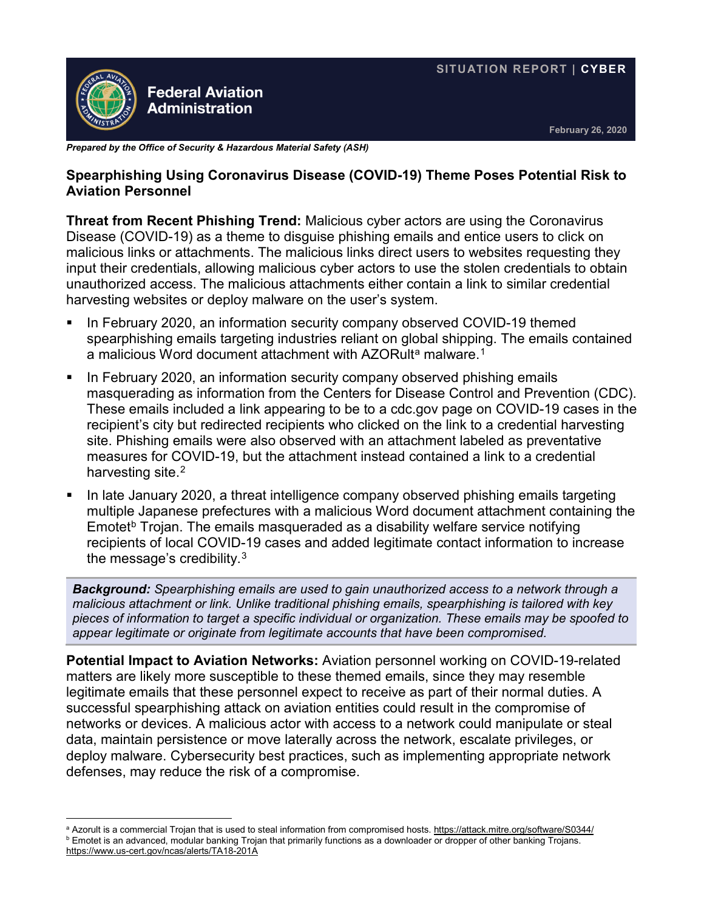SITUATION REPORT | **CYBER**

**Federal Aviation Administration**

February 26, 2020

***Prepared by the Office of Security & Hazardous Material Safety (ASH)***

## Spearphishing Using Coronavirus Disease (COVID-19) Theme Poses Potential Risk to Aviation Personnel

**Threat from Recent Phishing Trend:** Malicious cyber actors are using the Coronavirus Disease (COVID-19) as a theme to disguise phishing emails and entice users to click on malicious links or attachments. The malicious links direct users to websites requesting they input their credentials, allowing malicious cyber actors to use the stolen credentials to obtain unauthorized access. The malicious attachments either contain a link to similar credential harvesting websites or deploy malware on the user's system.

- In February 2020, an information security company observed COVID-19 themed spearphishing emails targeting industries reliant on global shipping. The emails contained a malicious Word document attachment with AZORult[a] malware.[1]
- In February 2020, an information security company observed phishing emails masquerading as information from the Centers for Disease Control and Prevention (CDC). These emails included a link appearing to be to a cdc.gov page on COVID-19 cases in the recipient's city but redirected recipients who clicked on the link to a credential harvesting site. Phishing emails were also observed with an attachment labeled as preventative measures for COVID-19, but the attachment instead contained a link to a credential harvesting site.[2]
- In late January 2020, a threat intelligence company observed phishing emails targeting multiple Japanese prefectures with a malicious Word document attachment containing the Emotet[b] Trojan. The emails masqueraded as a disability welfare service notifying recipients of local COVID-19 cases and added legitimate contact information to increase the message's credibility.[3]

> ***Background:*** *Spearphishing emails are used to gain unauthorized access to a network through a malicious attachment or link. Unlike traditional phishing emails, spearphishing is tailored with key pieces of information to target a specific individual or organization. These emails may be spoofed to appear legitimate or originate from legitimate accounts that have been compromised.*

**Potential Impact to Aviation Networks:** Aviation personnel working on COVID-19-related matters are likely more susceptible to these themed emails, since they may resemble legitimate emails that these personnel expect to receive as part of their normal duties. A successful spearphishing attack on aviation entities could result in the compromise of networks or devices. A malicious actor with access to a network could manipulate or steal data, maintain persistence or move laterally across the network, escalate privileges, or deploy malware. Cybersecurity best practices, such as implementing appropriate network defenses, may reduce the risk of a compromise.

---

[a] Azorult is a commercial Trojan that is used to steal information from compromised hosts. https://attack.mitre.org/software/S0344/

[b] Emotet is an advanced, modular banking Trojan that primarily functions as a downloader or dropper of other banking Trojans. https://www.us-cert.gov/ncas/alerts/TA18-201A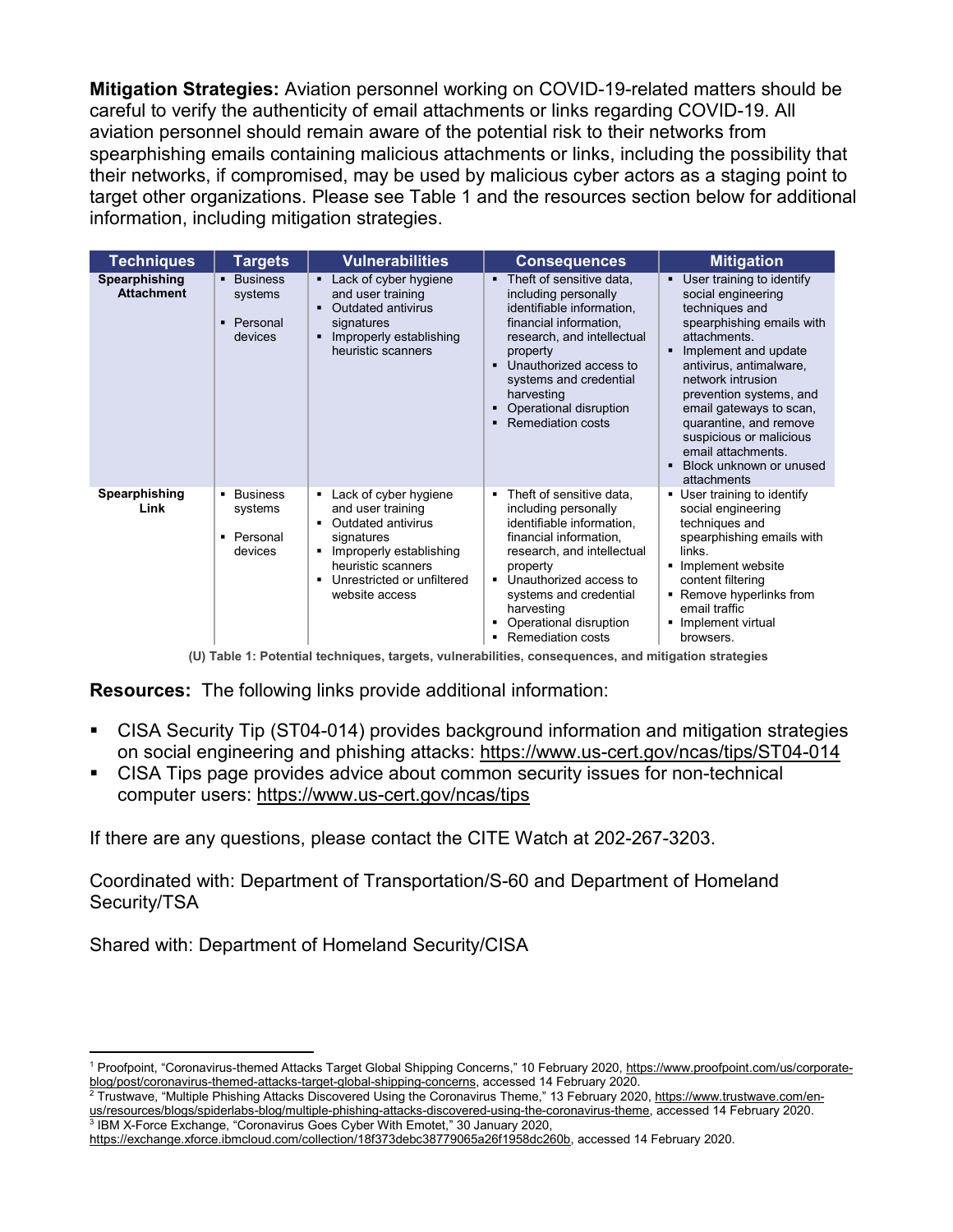**Mitigation Strategies:** Aviation personnel working on COVID-19-related matters should be careful to verify the authenticity of email attachments or links regarding COVID-19. All aviation personnel should remain aware of the potential risk to their networks from spearphishing emails containing malicious attachments or links, including the possibility that their networks, if compromised, may be used by malicious cyber actors as a staging point to target other organizations. Please see Table 1 and the resources section below for additional information, including mitigation strategies.

| Techniques | Targets | Vulnerabilities | Consequences | Mitigation |
|---|---|---|---|---|
| **Spearphishing Attachment** | ▪ Business systems<br>▪ Personal devices | ▪ Lack of cyber hygiene and user training<br>▪ Outdated antivirus signatures<br>▪ Improperly establishing heuristic scanners | ▪ Theft of sensitive data, including personally identifiable information, financial information, research, and intellectual property<br>▪ Unauthorized access to systems and credential harvesting<br>▪ Operational disruption<br>▪ Remediation costs | ▪ User training to identify social engineering techniques and spearphishing emails with attachments.<br>▪ Implement and update antivirus, antimalware, network intrusion prevention systems, and email gateways to scan, quarantine, and remove suspicious or malicious email attachments.<br>▪ Block unknown or unused attachments |
| **Spearphishing Link** | ▪ Business systems<br>▪ Personal devices | ▪ Lack of cyber hygiene and user training<br>▪ Outdated antivirus signatures<br>▪ Improperly establishing heuristic scanners<br>▪ Unrestricted or unfiltered website access | ▪ Theft of sensitive data, including personally identifiable information, financial information, research, and intellectual property<br>▪ Unauthorized access to systems and credential harvesting<br>▪ Operational disruption<br>▪ Remediation costs | ▪ User training to identify social engineering techniques and spearphishing emails with links.<br>▪ Implement website content filtering<br>▪ Remove hyperlinks from email traffic<br>▪ Implement virtual browsers. |

**(U) Table 1: Potential techniques, targets, vulnerabilities, consequences, and mitigation strategies**

**Resources:** The following links provide additional information:

- CISA Security Tip (ST04-014) provides background information and mitigation strategies on social engineering and phishing attacks: https://www.us-cert.gov/ncas/tips/ST04-014
- CISA Tips page provides advice about common security issues for non-technical computer users: https://www.us-cert.gov/ncas/tips

If there are any questions, please contact the CITE Watch at 202-267-3203.

Coordinated with: Department of Transportation/S-60 and Department of Homeland Security/TSA

Shared with: Department of Homeland Security/CISA

---

[1] Proofpoint, "Coronavirus-themed Attacks Target Global Shipping Concerns," 10 February 2020, https://www.proofpoint.com/us/corporate-blog/post/coronavirus-themed-attacks-target-global-shipping-concerns, accessed 14 February 2020.

[2] Trustwave, "Multiple Phishing Attacks Discovered Using the Coronavirus Theme," 13 February 2020, https://www.trustwave.com/en-us/resources/blogs/spiderlabs-blog/multiple-phishing-attacks-discovered-using-the-coronavirus-theme, accessed 14 February 2020.

[3] IBM X-Force Exchange, "Coronavirus Goes Cyber With Emotet," 30 January 2020, https://exchange.xforce.ibmcloud.com/collection/18f373debc38779065a26f1958dc260b, accessed 14 February 2020.